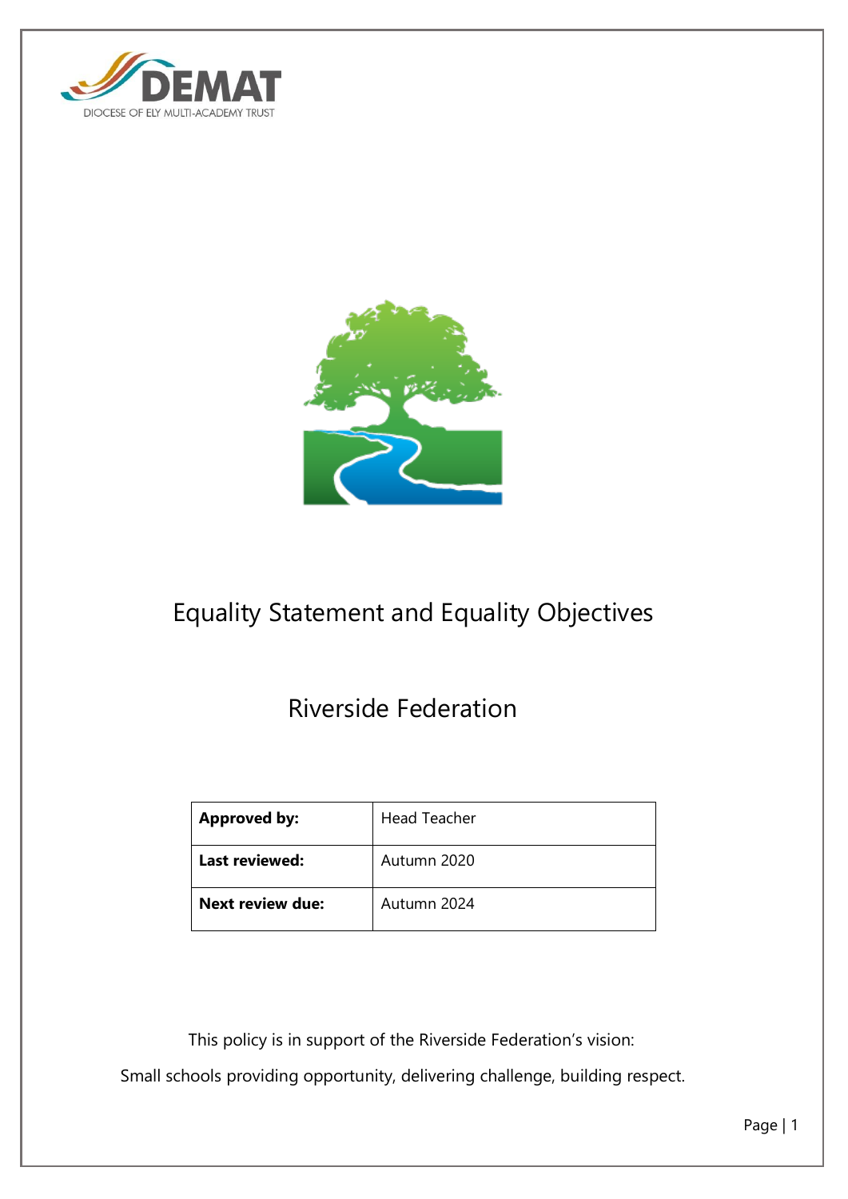DEMAT

DIOCESE OF ELY MULTI-ACADEMY TRUST

# Equality Statement and Equality Objectives

## Riverside Federation

| **Approved by:** | Head Teacher |
|---|---|
| **Last reviewed:** | Autumn 2020 |
| **Next review due:** | Autumn 2024 |

This policy is in support of the Riverside Federation's vision:

Small schools providing opportunity, delivering challenge, building respect.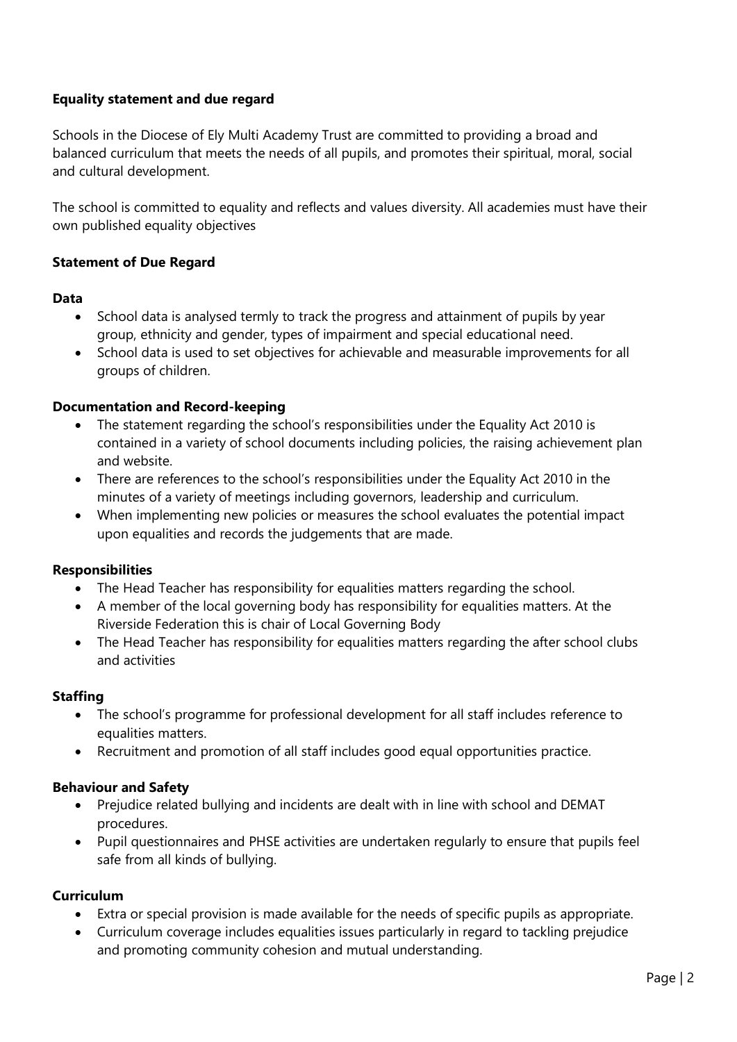**Equality statement and due regard**

Schools in the Diocese of Ely Multi Academy Trust are committed to providing a broad and balanced curriculum that meets the needs of all pupils, and promotes their spiritual, moral, social and cultural development.

The school is committed to equality and reflects and values diversity. All academies must have their own published equality objectives

**Statement of Due Regard**

**Data**

- School data is analysed termly to track the progress and attainment of pupils by year group, ethnicity and gender, types of impairment and special educational need.
- School data is used to set objectives for achievable and measurable improvements for all groups of children.

**Documentation and Record-keeping**

- The statement regarding the school's responsibilities under the Equality Act 2010 is contained in a variety of school documents including policies, the raising achievement plan and website.
- There are references to the school's responsibilities under the Equality Act 2010 in the minutes of a variety of meetings including governors, leadership and curriculum.
- When implementing new policies or measures the school evaluates the potential impact upon equalities and records the judgements that are made.

**Responsibilities**

- The Head Teacher has responsibility for equalities matters regarding the school.
- A member of the local governing body has responsibility for equalities matters. At the Riverside Federation this is chair of Local Governing Body
- The Head Teacher has responsibility for equalities matters regarding the after school clubs and activities

**Staffing**

- The school's programme for professional development for all staff includes reference to equalities matters.
- Recruitment and promotion of all staff includes good equal opportunities practice.

**Behaviour and Safety**

- Prejudice related bullying and incidents are dealt with in line with school and DEMAT procedures.
- Pupil questionnaires and PHSE activities are undertaken regularly to ensure that pupils feel safe from all kinds of bullying.

**Curriculum**

- Extra or special provision is made available for the needs of specific pupils as appropriate.
- Curriculum coverage includes equalities issues particularly in regard to tackling prejudice and promoting community cohesion and mutual understanding.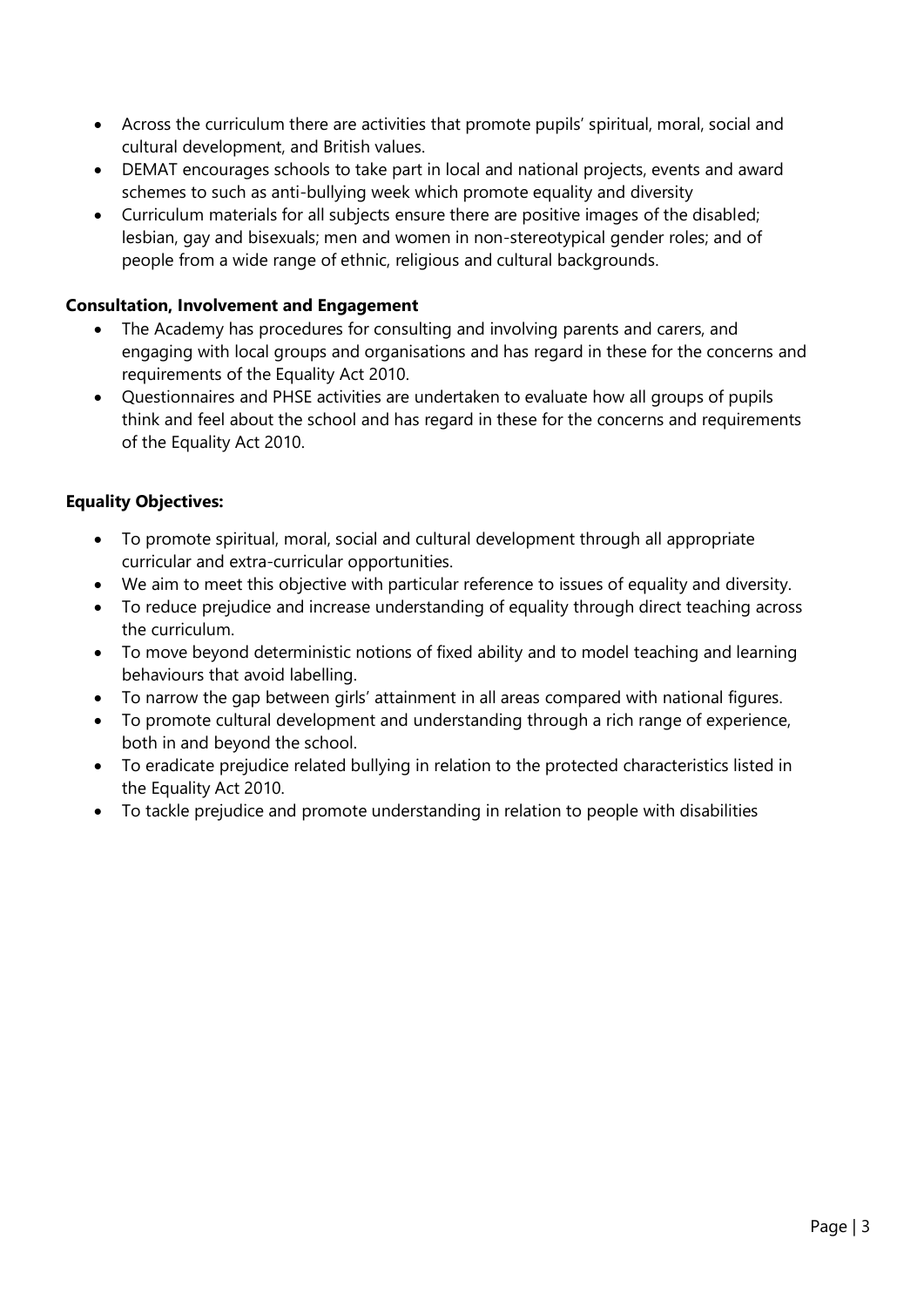- Across the curriculum there are activities that promote pupils' spiritual, moral, social and cultural development, and British values.
- DEMAT encourages schools to take part in local and national projects, events and award schemes to such as anti-bullying week which promote equality and diversity
- Curriculum materials for all subjects ensure there are positive images of the disabled; lesbian, gay and bisexuals; men and women in non-stereotypical gender roles; and of people from a wide range of ethnic, religious and cultural backgrounds.

**Consultation, Involvement and Engagement**

- The Academy has procedures for consulting and involving parents and carers, and engaging with local groups and organisations and has regard in these for the concerns and requirements of the Equality Act 2010.
- Questionnaires and PHSE activities are undertaken to evaluate how all groups of pupils think and feel about the school and has regard in these for the concerns and requirements of the Equality Act 2010.

**Equality Objectives:**

- To promote spiritual, moral, social and cultural development through all appropriate curricular and extra-curricular opportunities.
- We aim to meet this objective with particular reference to issues of equality and diversity.
- To reduce prejudice and increase understanding of equality through direct teaching across the curriculum.
- To move beyond deterministic notions of fixed ability and to model teaching and learning behaviours that avoid labelling.
- To narrow the gap between girls' attainment in all areas compared with national figures.
- To promote cultural development and understanding through a rich range of experience, both in and beyond the school.
- To eradicate prejudice related bullying in relation to the protected characteristics listed in the Equality Act 2010.
- To tackle prejudice and promote understanding in relation to people with disabilities